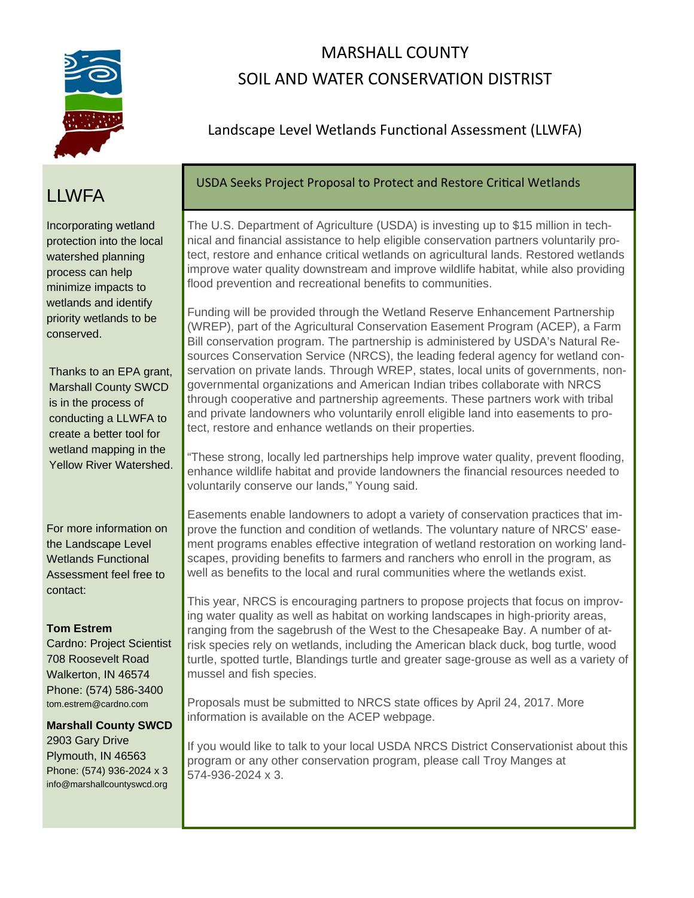# MARSHALL COUNTY
# SOIL AND WATER CONSERVATION DISTRICT

## Landscape Level Wetlands Functional Assessment (LLWFA)

## LLWFA

Incorporating wetland protection into the local watershed planning process can help minimize impacts to wetlands and identify priority wetlands to be conserved.

Thanks to an EPA grant, Marshall County SWCD is in the process of conducting a LLWFA to create a better tool for wetland mapping in the Yellow River Watershed.

For more information on the Landscape Level Wetlands Functional Assessment feel free to contact:

**Tom Estrem**
Cardno: Project Scientist
708 Roosevelt Road
Walkerton, IN 46574
Phone: (574) 586-3400
tom.estrem@cardno.com

**Marshall County SWCD**
2903 Gary Drive
Plymouth, IN 46563
Phone: (574) 936-2024 x 3
info@marshallcountyswcd.org

### USDA Seeks Project Proposal to Protect and Restore Critical Wetlands

The U.S. Department of Agriculture (USDA) is investing up to $15 million in technical and financial assistance to help eligible conservation partners voluntarily protect, restore and enhance critical wetlands on agricultural lands. Restored wetlands improve water quality downstream and improve wildlife habitat, while also providing flood prevention and recreational benefits to communities.

Funding will be provided through the Wetland Reserve Enhancement Partnership (WREP), part of the Agricultural Conservation Easement Program (ACEP), a Farm Bill conservation program. The partnership is administered by USDA's Natural Resources Conservation Service (NRCS), the leading federal agency for wetland conservation on private lands. Through WREP, states, local units of governments, non-governmental organizations and American Indian tribes collaborate with NRCS through cooperative and partnership agreements. These partners work with tribal and private landowners who voluntarily enroll eligible land into easements to protect, restore and enhance wetlands on their properties.

"These strong, locally led partnerships help improve water quality, prevent flooding, enhance wildlife habitat and provide landowners the financial resources needed to voluntarily conserve our lands," Young said.

Easements enable landowners to adopt a variety of conservation practices that improve the function and condition of wetlands. The voluntary nature of NRCS' easement programs enables effective integration of wetland restoration on working landscapes, providing benefits to farmers and ranchers who enroll in the program, as well as benefits to the local and rural communities where the wetlands exist.

This year, NRCS is encouraging partners to propose projects that focus on improving water quality as well as habitat on working landscapes in high-priority areas, ranging from the sagebrush of the West to the Chesapeake Bay. A number of at-risk species rely on wetlands, including the American black duck, bog turtle, wood turtle, spotted turtle, Blandings turtle and greater sage-grouse as well as a variety of mussel and fish species.

Proposals must be submitted to NRCS state offices by April 24, 2017. More information is available on the ACEP webpage.

If you would like to talk to your local USDA NRCS District Conservationist about this program or any other conservation program, please call Troy Manges at 574-936-2024 x 3.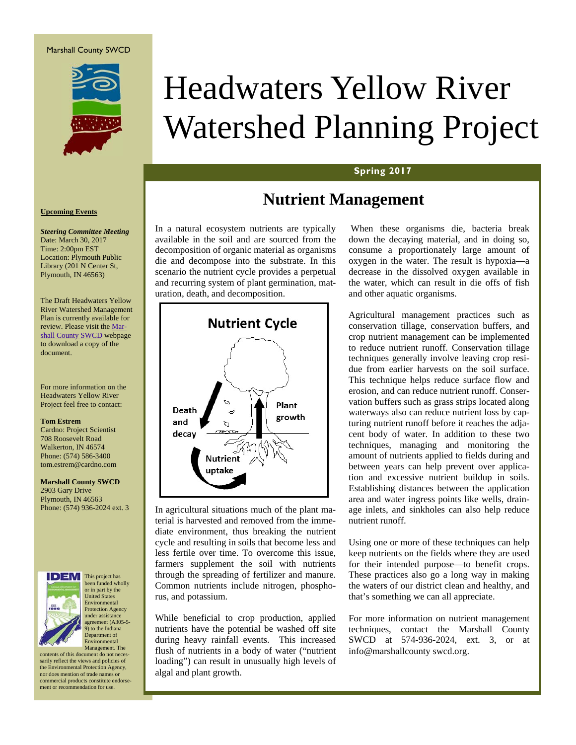Marshall County SWCD

# Headwaters Yellow River Watershed Planning Project

**Spring 2017**

## Nutrient Management

In a natural ecosystem nutrients are typically available in the soil and are sourced from the decomposition of organic material as organisms die and decompose into the substrate. In this scenario the nutrient cycle provides a perpetual and recurring system of plant germination, maturation, death, and decomposition.

**Nutrient Cycle**

Plant growth

Death and decay

Nutrient uptake

In agricultural situations much of the plant material is harvested and removed from the immediate environment, thus breaking the nutrient cycle and resulting in soils that become less and less fertile over time. To overcome this issue, farmers supplement the soil with nutrients through the spreading of fertilizer and manure. Common nutrients include nitrogen, phosphorus, and potassium.

While beneficial to crop production, applied nutrients have the potential be washed off site during heavy rainfall events. This increased flush of nutrients in a body of water ("nutrient loading") can result in unusually high levels of algal and plant growth.

When these organisms die, bacteria break down the decaying material, and in doing so, consume a proportionately large amount of oxygen in the water. The result is hypoxia—a decrease in the dissolved oxygen available in the water, which can result in die offs of fish and other aquatic organisms.

Agricultural management practices such as conservation tillage, conservation buffers, and crop nutrient management can be implemented to reduce nutrient runoff. Conservation tillage techniques generally involve leaving crop residue from earlier harvests on the soil surface. This technique helps reduce surface flow and erosion, and can reduce nutrient runoff. Conservation buffers such as grass strips located along waterways also can reduce nutrient loss by capturing nutrient runoff before it reaches the adjacent body of water. In addition to these two techniques, managing and monitoring the amount of nutrients applied to fields during and between years can help prevent over application and excessive nutrient buildup in soils. Establishing distances between the application area and water ingress points like wells, drainage inlets, and sinkholes can also help reduce nutrient runoff.

Using one or more of these techniques can help keep nutrients on the fields where they are used for their intended purpose—to benefit crops. These practices also go a long way in making the waters of our district clean and healthy, and that's something we can all appreciate.

For more information on nutrient management techniques, contact the Marshall County SWCD at 574-936-2024, ext. 3, or at info@marshallcounty swcd.org.

**Upcoming Events**

***Steering Committee Meeting***
Date: March 30, 2017
Time: 2:00pm EST
Location: Plymouth Public Library (201 N Center St, Plymouth, IN 46563)

The Draft Headwaters Yellow River Watershed Management Plan is currently available for review. Please visit the Marshall County SWCD webpage to download a copy of the document.

For more information on the Headwaters Yellow River Project feel free to contact:

**Tom Estrem**
Cardno: Project Scientist
708 Roosevelt Road
Walkerton, IN 46574
Phone: (574) 586-3400
tom.estrem@cardno.com

**Marshall County SWCD**
2903 Gary Drive
Plymouth, IN 46563
Phone: (574) 936-2024 ext. 3

This project has been funded wholly or in part by the United States Environmental Protection Agency under assistance agreement (A305-5-9) to the Indiana Department of Environmental Management. The contents of this document do not necessarily reflect the views and policies of the Environmental Protection Agency, nor does mention of trade names or commercial products constitute endorsement or recommendation for use.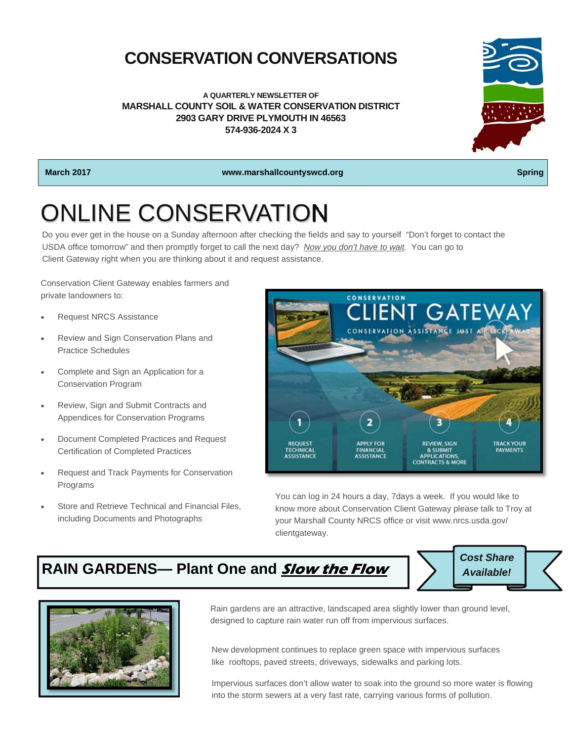# CONSERVATION CONVERSATIONS

**A QUARTERLY NEWSLETTER OF**
**MARSHALL COUNTY SOIL & WATER CONSERVATION DISTRICT**
**2903 GARY DRIVE PLYMOUTH IN 46563**
**574-936-2024 X 3**

**March 2017** | **www.marshallcountyswcd.org** | **Spring**

# ONLINE CONSERVATION

Do you ever get in the house on a Sunday afternoon after checking the fields and say to yourself "Don't forget to contact the USDA office tomorrow" and then promptly forget to call the next day? *Now you don't have to wait*. You can go to Client Gateway right when you are thinking about it and request assistance.

Conservation Client Gateway enables farmers and private landowners to:

- Request NRCS Assistance
- Review and Sign Conservation Plans and Practice Schedules
- Complete and Sign an Application for a Conservation Program
- Review, Sign and Submit Contracts and Appendices for Conservation Programs
- Document Completed Practices and Request Certification of Completed Practices
- Request and Track Payments for Conservation Programs
- Store and Retrieve Technical and Financial Files, including Documents and Photographs

CONSERVATION CLIENT GATEWAY — CONSERVATION ASSISTANCE JUST A CLICK AWAY

1. REQUEST TECHNICAL ASSISTANCE
2. APPLY FOR FINANCIAL ASSISTANCE
3. REVIEW, SIGN & SUBMIT APPLICATIONS, CONTRACTS & MORE
4. TRACK YOUR PAYMENTS

You can log in 24 hours a day, 7days a week. If you would like to know more about Conservation Client Gateway please talk to Troy at your Marshall County NRCS office or visit www.nrcs.usda.gov/clientgateway.

## RAIN GARDENS— Plant One and *Slow the Flow*

***Cost Share Available!***

Rain gardens are an attractive, landscaped area slightly lower than ground level, designed to capture rain water run off from impervious surfaces.

New development continues to replace green space with impervious surfaces like rooftops, paved streets, driveways, sidewalks and parking lots.

Impervious surfaces don't allow water to soak into the ground so more water is flowing into the storm sewers at a very fast rate, carrying various forms of pollution.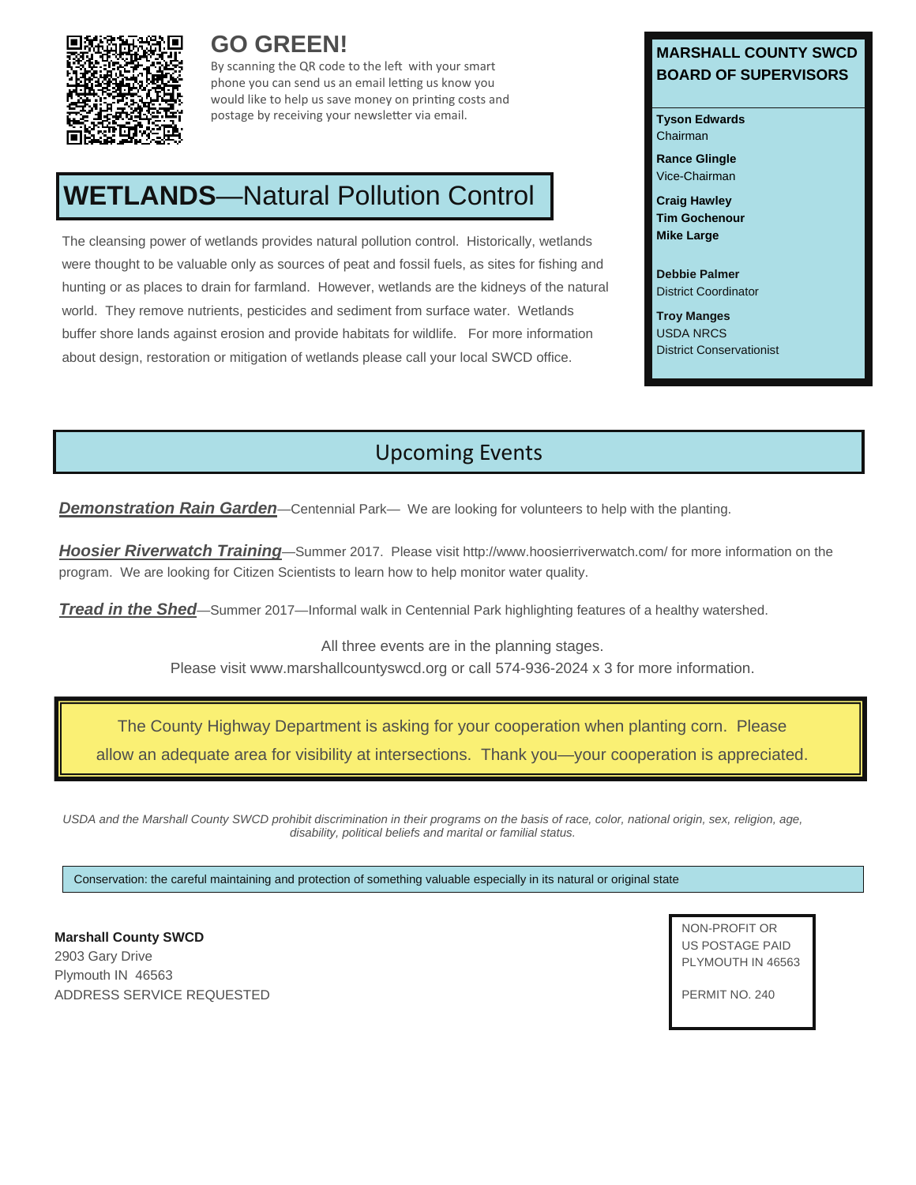## GO GREEN!

By scanning the QR code to the left with your smart phone you can send us an email letting us know you would like to help us save money on printing costs and postage by receiving your newsletter via email.

## **WETLANDS**—Natural Pollution Control

The cleansing power of wetlands provides natural pollution control. Historically, wetlands were thought to be valuable only as sources of peat and fossil fuels, as sites for fishing and hunting or as places to drain for farmland. However, wetlands are the kidneys of the natural world. They remove nutrients, pesticides and sediment from surface water. Wetlands buffer shore lands against erosion and provide habitats for wildlife. For more information about design, restoration or mitigation of wetlands please call your local SWCD office.

**MARSHALL COUNTY SWCD BOARD OF SUPERVISORS**

**Tyson Edwards**
Chairman

**Rance Glingle**
Vice-Chairman

**Craig Hawley**
**Tim Gochenour**
**Mike Large**

**Debbie Palmer**
District Coordinator

**Troy Manges**
USDA NRCS
District Conservationist

## Upcoming Events

***Demonstration Rain Garden***—Centennial Park— We are looking for volunteers to help with the planting.

***Hoosier Riverwatch Training***—Summer 2017. Please visit http://www.hoosierriverwatch.com/ for more information on the program. We are looking for Citizen Scientists to learn how to help monitor water quality.

***Tread in the Shed***—Summer 2017—Informal walk in Centennial Park highlighting features of a healthy watershed.

All three events are in the planning stages.
Please visit www.marshallcountyswcd.org or call 574-936-2024 x 3 for more information.

The County Highway Department is asking for your cooperation when planting corn. Please allow an adequate area for visibility at intersections. Thank you—your cooperation is appreciated.

*USDA and the Marshall County SWCD prohibit discrimination in their programs on the basis of race, color, national origin, sex, religion, age, disability, political beliefs and marital or familial status.*

Conservation: the careful maintaining and protection of something valuable especially in its natural or original state

**Marshall County SWCD**
2903 Gary Drive
Plymouth IN 46563
ADDRESS SERVICE REQUESTED

NON-PROFIT OR
US POSTAGE PAID
PLYMOUTH IN 46563

PERMIT NO. 240